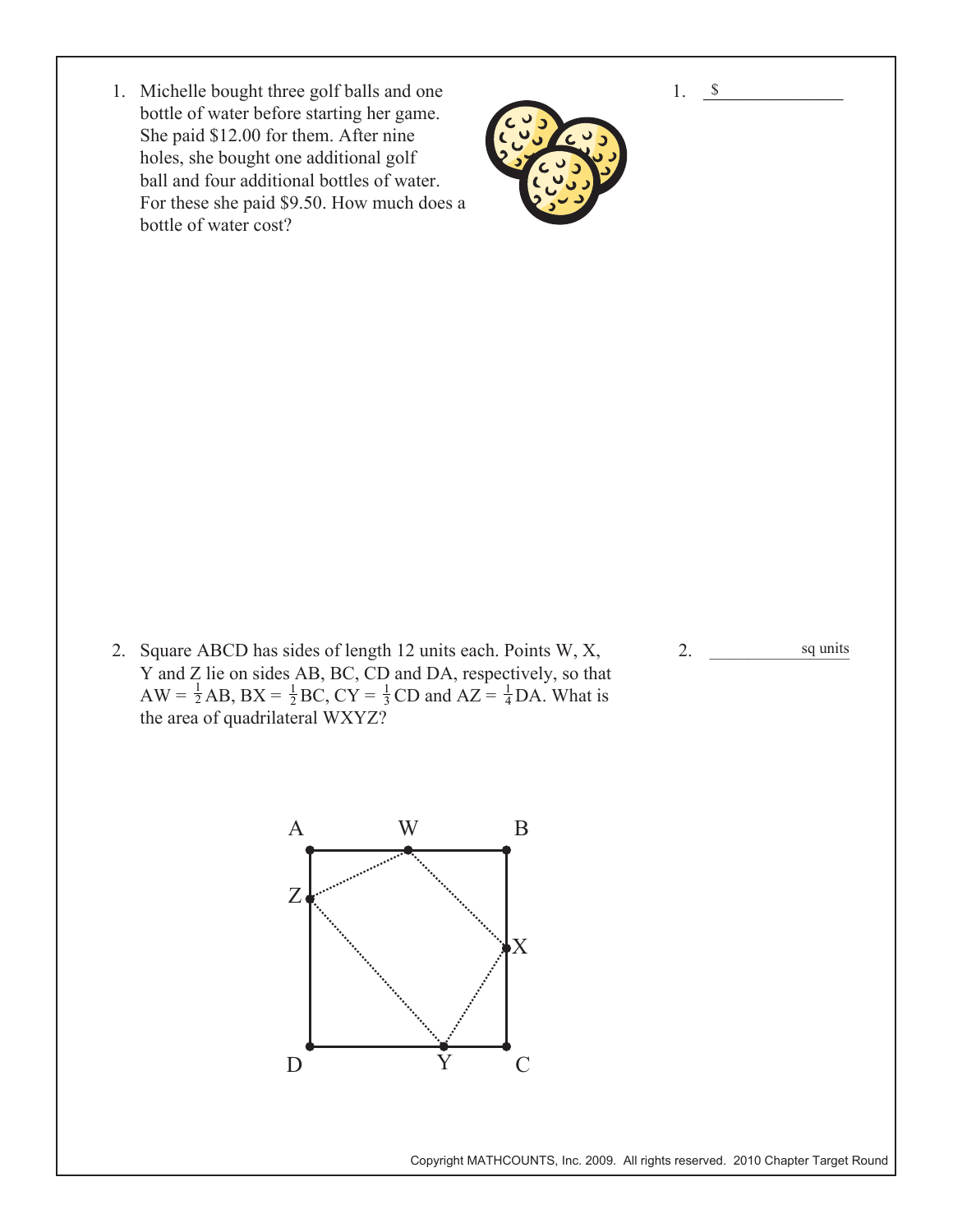1. Michelle bought three golf balls and one bottle of water before starting her game. She paid \$12.00 for them. After nine holes, she bought one additional golf ball and four additional bottles of water. For these she paid \$9.50. How much does a bottle of water cost?

1. $ \_\_\_\_\_\_\_\_\_\_\_\_\_\_

2. Square ABCD has sides of length 12 units each. Points W, X, Y and Z lie on sides AB, BC, CD and DA, respectively, so that $AW = \frac{1}{2}AB$, $BX = \frac{1}{2}BC$, $CY = \frac{1}{3}CD$ and $AZ = \frac{1}{4}DA$. What is the area of quadrilateral WXYZ?

2. \_\_\_\_\_\_\_\_\_\_\_\_\_\_ sq units

Copyright MATHCOUNTS, Inc. 2009. All rights reserved. 2010 Chapter Target Round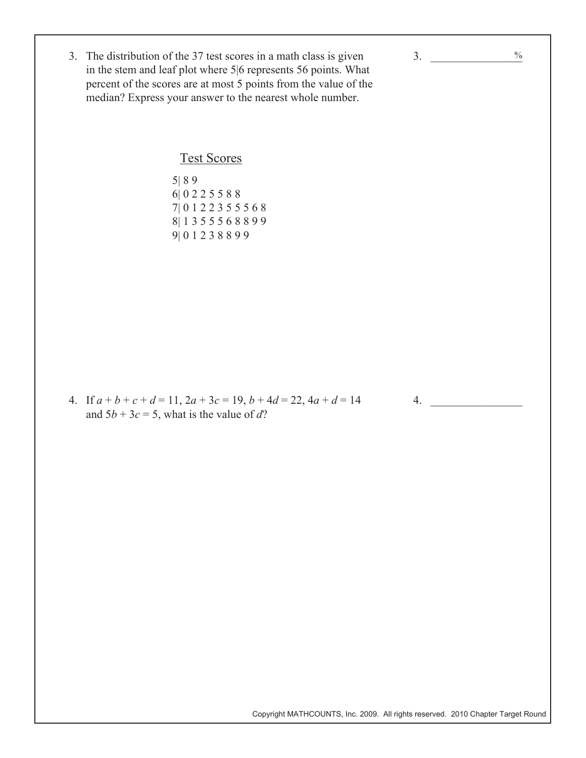3. The distribution of the 37 test scores in a math class is given in the stem and leaf plot where 5|6 represents 56 points. What percent of the scores are at most 5 points from the value of the median? Express your answer to the nearest whole number.

3. ______________ %

Test Scores

```
5| 8 9
6| 0 2 2 5 5 8 8
7| 0 1 2 2 3 5 5 5 6 8
8| 1 3 5 5 5 6 8 8 9 9
9| 0 1 2 3 8 8 9 9
```

4. If $a + b + c + d = 11$, $2a + 3c = 19$, $b + 4d = 22$, $4a + d = 14$ and $5b + 3c = 5$, what is the value of $d$?

4. ______________

Copyright MATHCOUNTS, Inc. 2009. All rights reserved. 2010 Chapter Target Round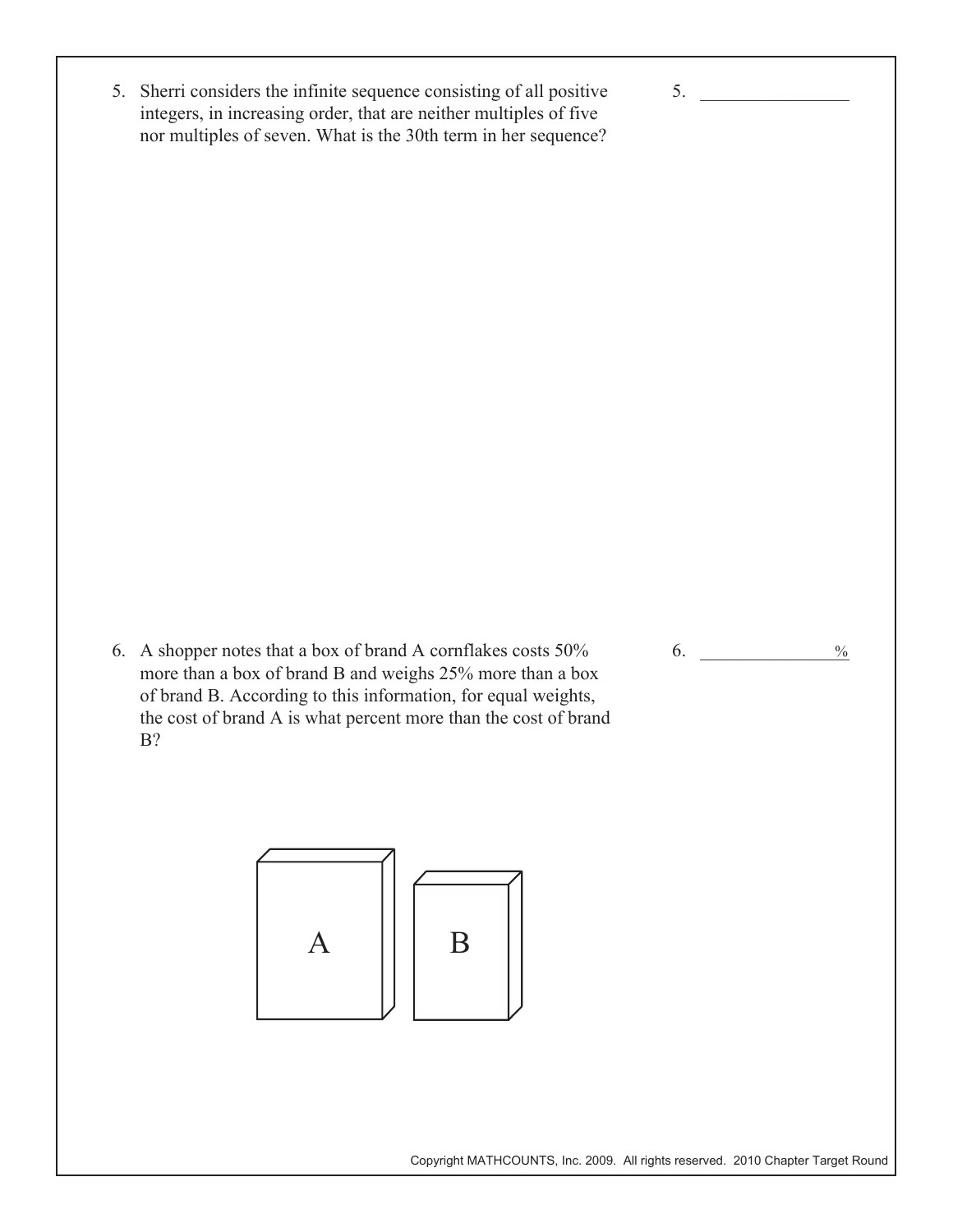5. Sherri considers the infinite sequence consisting of all positive integers, in increasing order, that are neither multiples of five nor multiples of seven. What is the 30th term in her sequence?

5. ________________

6. A shopper notes that a box of brand A cornflakes costs 50% more than a box of brand B and weighs 25% more than a box of brand B. According to this information, for equal weights, the cost of brand A is what percent more than the cost of brand B?

6. ________________ %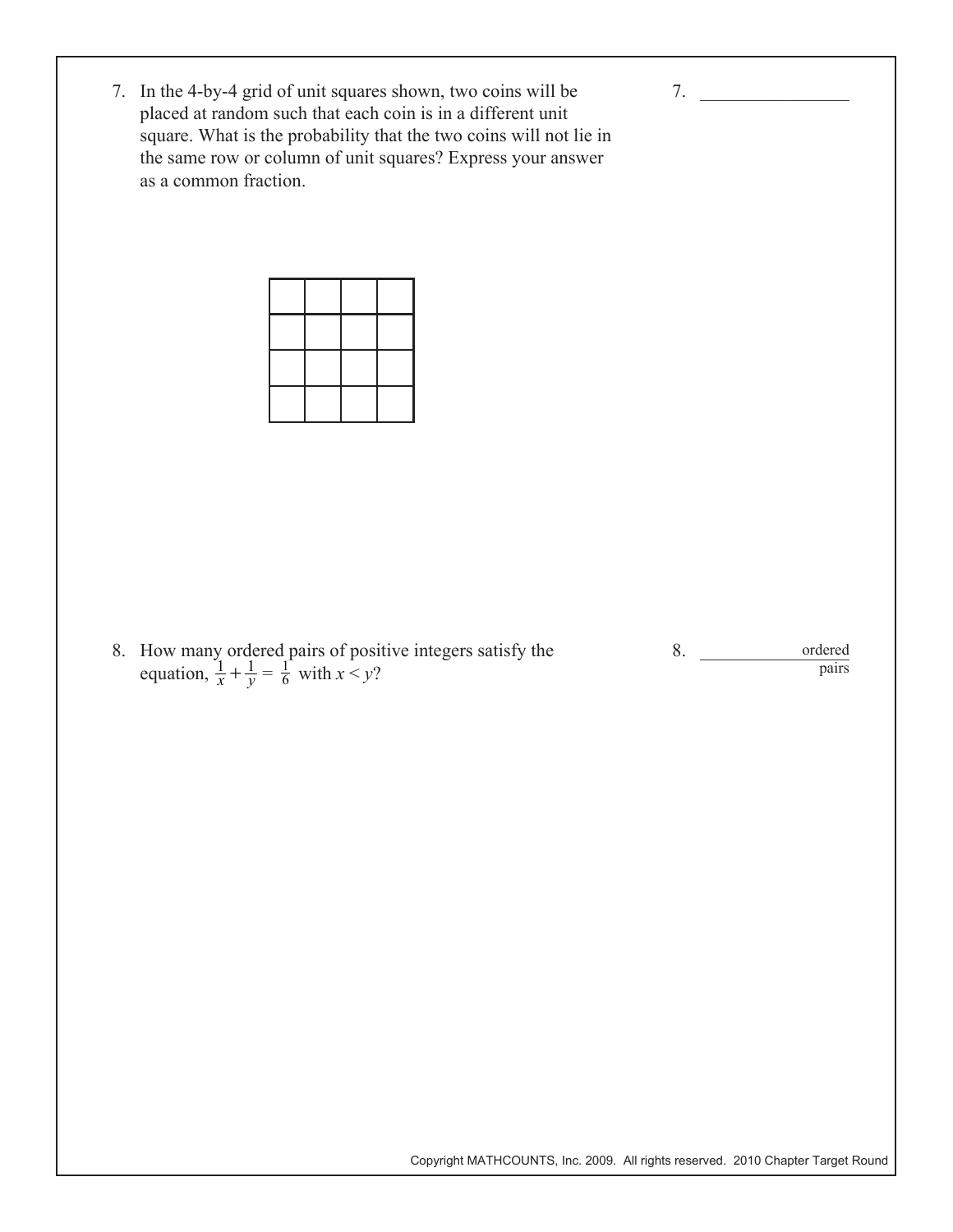7. In the 4-by-4 grid of unit squares shown, two coins will be placed at random such that each coin is in a different unit square. What is the probability that the two coins will not lie in the same row or column of unit squares? Express your answer as a common fraction.

7. ________________

| | | | |
|---|---|---|---|
| | | | |
| | | | |
| | | | |
| | | | |

8. How many ordered pairs of positive integers satisfy the equation, $\frac{1}{x} + \frac{1}{y} = \frac{1}{6}$ with $x < y$?

8. ________________ ordered pairs

Copyright MATHCOUNTS, Inc. 2009. All rights reserved. 2010 Chapter Target Round